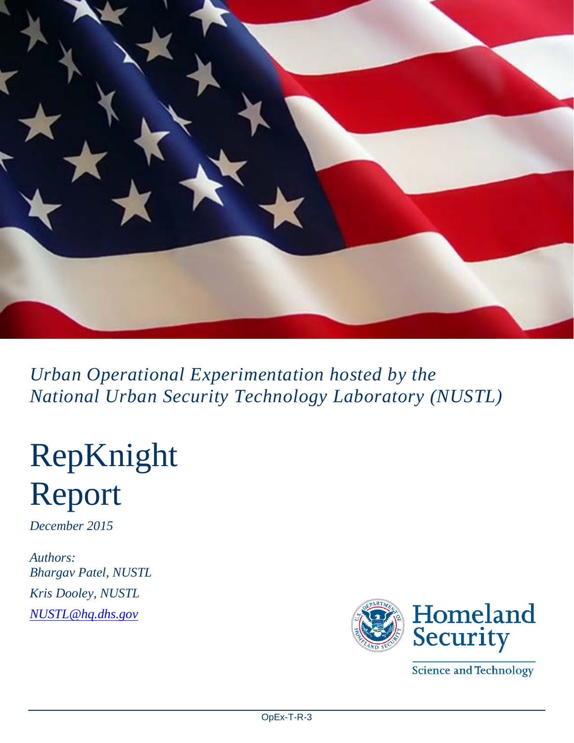*Urban Operational Experimentation hosted by the National Urban Security Technology Laboratory (NUSTL)*

# RepKnight Report

*December 2015*

*Authors:*
*Bhargav Patel, NUSTL*
*Kris Dooley, NUSTL*
*NUSTL@hq.dhs.gov*

Homeland Security
Science and Technology

OpEx-T-R-3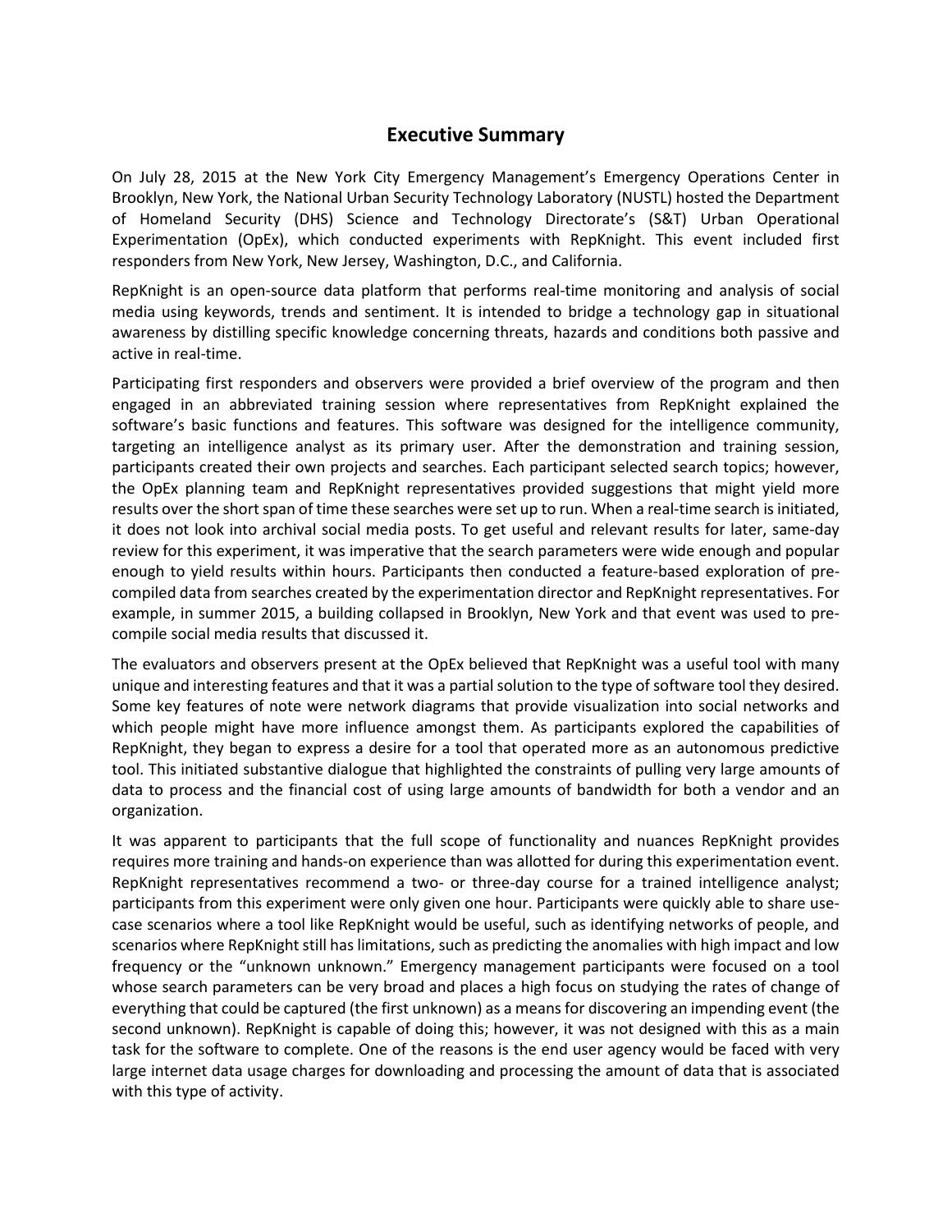# Executive Summary

On July 28, 2015 at the New York City Emergency Management's Emergency Operations Center in Brooklyn, New York, the National Urban Security Technology Laboratory (NUSTL) hosted the Department of Homeland Security (DHS) Science and Technology Directorate's (S&T) Urban Operational Experimentation (OpEx), which conducted experiments with RepKnight. This event included first responders from New York, New Jersey, Washington, D.C., and California.

RepKnight is an open-source data platform that performs real-time monitoring and analysis of social media using keywords, trends and sentiment. It is intended to bridge a technology gap in situational awareness by distilling specific knowledge concerning threats, hazards and conditions both passive and active in real-time.

Participating first responders and observers were provided a brief overview of the program and then engaged in an abbreviated training session where representatives from RepKnight explained the software's basic functions and features. This software was designed for the intelligence community, targeting an intelligence analyst as its primary user. After the demonstration and training session, participants created their own projects and searches. Each participant selected search topics; however, the OpEx planning team and RepKnight representatives provided suggestions that might yield more results over the short span of time these searches were set up to run. When a real-time search is initiated, it does not look into archival social media posts. To get useful and relevant results for later, same-day review for this experiment, it was imperative that the search parameters were wide enough and popular enough to yield results within hours. Participants then conducted a feature-based exploration of pre-compiled data from searches created by the experimentation director and RepKnight representatives. For example, in summer 2015, a building collapsed in Brooklyn, New York and that event was used to pre-compile social media results that discussed it.

The evaluators and observers present at the OpEx believed that RepKnight was a useful tool with many unique and interesting features and that it was a partial solution to the type of software tool they desired. Some key features of note were network diagrams that provide visualization into social networks and which people might have more influence amongst them. As participants explored the capabilities of RepKnight, they began to express a desire for a tool that operated more as an autonomous predictive tool. This initiated substantive dialogue that highlighted the constraints of pulling very large amounts of data to process and the financial cost of using large amounts of bandwidth for both a vendor and an organization.

It was apparent to participants that the full scope of functionality and nuances RepKnight provides requires more training and hands-on experience than was allotted for during this experimentation event. RepKnight representatives recommend a two- or three-day course for a trained intelligence analyst; participants from this experiment were only given one hour. Participants were quickly able to share use-case scenarios where a tool like RepKnight would be useful, such as identifying networks of people, and scenarios where RepKnight still has limitations, such as predicting the anomalies with high impact and low frequency or the "unknown unknown." Emergency management participants were focused on a tool whose search parameters can be very broad and places a high focus on studying the rates of change of everything that could be captured (the first unknown) as a means for discovering an impending event (the second unknown). RepKnight is capable of doing this; however, it was not designed with this as a main task for the software to complete. One of the reasons is the end user agency would be faced with very large internet data usage charges for downloading and processing the amount of data that is associated with this type of activity.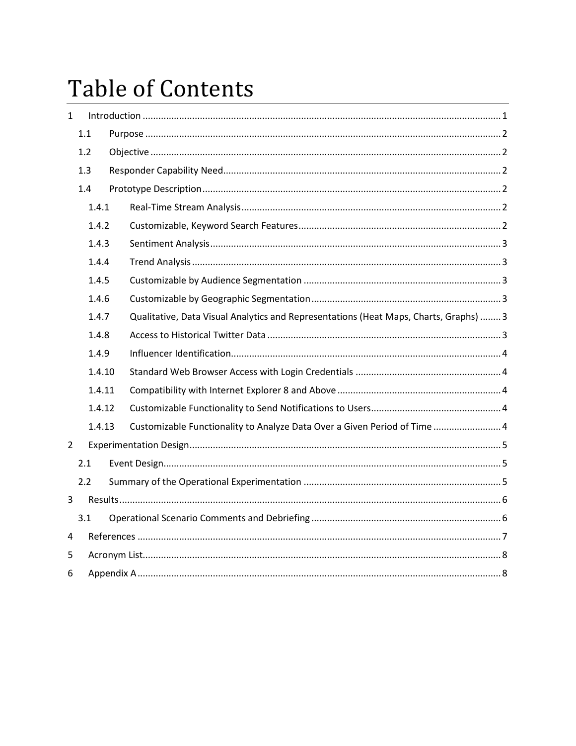# Table of Contents

- 1 Introduction ... 1
  - 1.1 Purpose ... 2
  - 1.2 Objective ... 2
  - 1.3 Responder Capability Need ... 2
  - 1.4 Prototype Description ... 2
    - 1.4.1 Real-Time Stream Analysis ... 2
    - 1.4.2 Customizable, Keyword Search Features ... 2
    - 1.4.3 Sentiment Analysis ... 3
    - 1.4.4 Trend Analysis ... 3
    - 1.4.5 Customizable by Audience Segmentation ... 3
    - 1.4.6 Customizable by Geographic Segmentation ... 3
    - 1.4.7 Qualitative, Data Visual Analytics and Representations (Heat Maps, Charts, Graphs) ... 3
    - 1.4.8 Access to Historical Twitter Data ... 3
    - 1.4.9 Influencer Identification ... 4
    - 1.4.10 Standard Web Browser Access with Login Credentials ... 4
    - 1.4.11 Compatibility with Internet Explorer 8 and Above ... 4
    - 1.4.12 Customizable Functionality to Send Notifications to Users ... 4
    - 1.4.13 Customizable Functionality to Analyze Data Over a Given Period of Time ... 4
- 2 Experimentation Design ... 5
  - 2.1 Event Design ... 5
  - 2.2 Summary of the Operational Experimentation ... 5
- 3 Results ... 6
  - 3.1 Operational Scenario Comments and Debriefing ... 6
- 4 References ... 7
- 5 Acronym List ... 8
- 6 Appendix A ... 8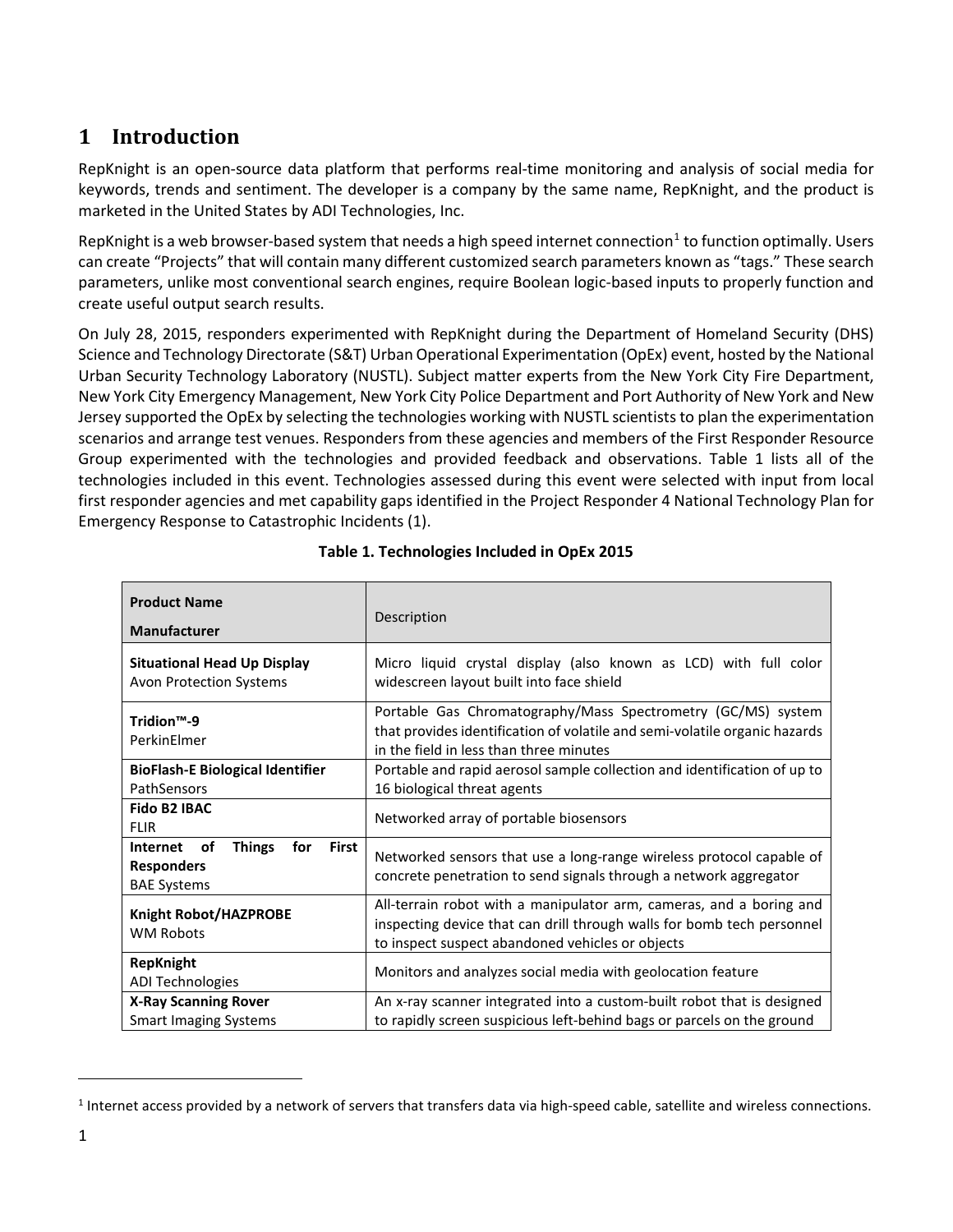# 1 Introduction

RepKnight is an open-source data platform that performs real-time monitoring and analysis of social media for keywords, trends and sentiment. The developer is a company by the same name, RepKnight, and the product is marketed in the United States by ADI Technologies, Inc.

RepKnight is a web browser-based system that needs a high speed internet connection[1] to function optimally. Users can create "Projects" that will contain many different customized search parameters known as "tags." These search parameters, unlike most conventional search engines, require Boolean logic-based inputs to properly function and create useful output search results.

On July 28, 2015, responders experimented with RepKnight during the Department of Homeland Security (DHS) Science and Technology Directorate (S&T) Urban Operational Experimentation (OpEx) event, hosted by the National Urban Security Technology Laboratory (NUSTL). Subject matter experts from the New York City Fire Department, New York City Emergency Management, New York City Police Department and Port Authority of New York and New Jersey supported the OpEx by selecting the technologies working with NUSTL scientists to plan the experimentation scenarios and arrange test venues. Responders from these agencies and members of the First Responder Resource Group experimented with the technologies and provided feedback and observations. Table 1 lists all of the technologies included in this event. Technologies assessed during this event were selected with input from local first responder agencies and met capability gaps identified in the Project Responder 4 National Technology Plan for Emergency Response to Catastrophic Incidents (1).

**Table 1. Technologies Included in OpEx 2015**

| **Product Name**<br>**Manufacturer** | Description |
|---|---|
| **Situational Head Up Display**<br>Avon Protection Systems | Micro liquid crystal display (also known as LCD) with full color widescreen layout built into face shield |
| **Tridion™-9**<br>PerkinElmer | Portable Gas Chromatography/Mass Spectrometry (GC/MS) system that provides identification of volatile and semi-volatile organic hazards in the field in less than three minutes |
| **BioFlash-E Biological Identifier**<br>PathSensors | Portable and rapid aerosol sample collection and identification of up to 16 biological threat agents |
| **Fido B2 IBAC**<br>FLIR | Networked array of portable biosensors |
| **Internet of Things for First Responders**<br>BAE Systems | Networked sensors that use a long-range wireless protocol capable of concrete penetration to send signals through a network aggregator |
| **Knight Robot/HAZPROBE**<br>WM Robots | All-terrain robot with a manipulator arm, cameras, and a boring and inspecting device that can drill through walls for bomb tech personnel to inspect suspect abandoned vehicles or objects |
| **RepKnight**<br>ADI Technologies | Monitors and analyzes social media with geolocation feature |
| **X-Ray Scanning Rover**<br>Smart Imaging Systems | An x-ray scanner integrated into a custom-built robot that is designed to rapidly screen suspicious left-behind bags or parcels on the ground |

[1] Internet access provided by a network of servers that transfers data via high-speed cable, satellite and wireless connections.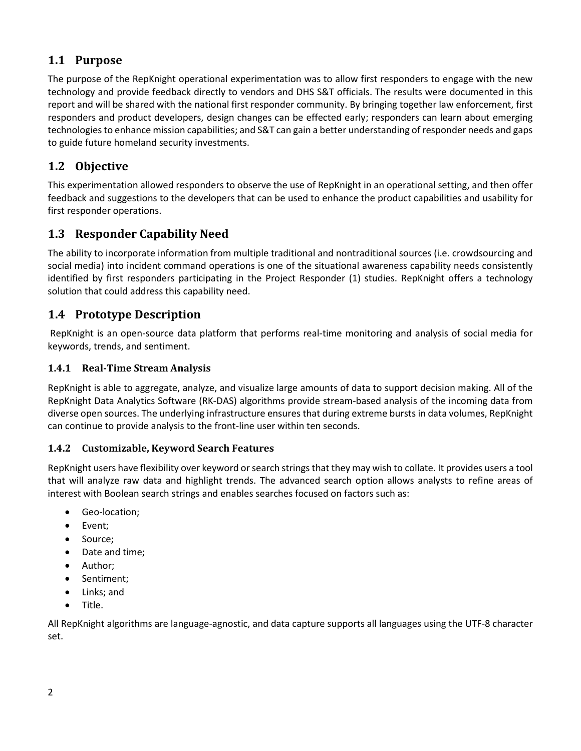## 1.1 Purpose

The purpose of the RepKnight operational experimentation was to allow first responders to engage with the new technology and provide feedback directly to vendors and DHS S&T officials. The results were documented in this report and will be shared with the national first responder community. By bringing together law enforcement, first responders and product developers, design changes can be effected early; responders can learn about emerging technologies to enhance mission capabilities; and S&T can gain a better understanding of responder needs and gaps to guide future homeland security investments.

## 1.2 Objective

This experimentation allowed responders to observe the use of RepKnight in an operational setting, and then offer feedback and suggestions to the developers that can be used to enhance the product capabilities and usability for first responder operations.

## 1.3 Responder Capability Need

The ability to incorporate information from multiple traditional and nontraditional sources (i.e. crowdsourcing and social media) into incident command operations is one of the situational awareness capability needs consistently identified by first responders participating in the Project Responder (1) studies. RepKnight offers a technology solution that could address this capability need.

## 1.4 Prototype Description

RepKnight is an open-source data platform that performs real-time monitoring and analysis of social media for keywords, trends, and sentiment.

### 1.4.1 Real-Time Stream Analysis

RepKnight is able to aggregate, analyze, and visualize large amounts of data to support decision making. All of the RepKnight Data Analytics Software (RK-DAS) algorithms provide stream-based analysis of the incoming data from diverse open sources. The underlying infrastructure ensures that during extreme bursts in data volumes, RepKnight can continue to provide analysis to the front-line user within ten seconds.

### 1.4.2 Customizable, Keyword Search Features

RepKnight users have flexibility over keyword or search strings that they may wish to collate. It provides users a tool that will analyze raw data and highlight trends. The advanced search option allows analysts to refine areas of interest with Boolean search strings and enables searches focused on factors such as:

- Geo-location;
- Event;
- Source;
- Date and time;
- Author;
- Sentiment;
- Links; and
- Title.

All RepKnight algorithms are language-agnostic, and data capture supports all languages using the UTF-8 character set.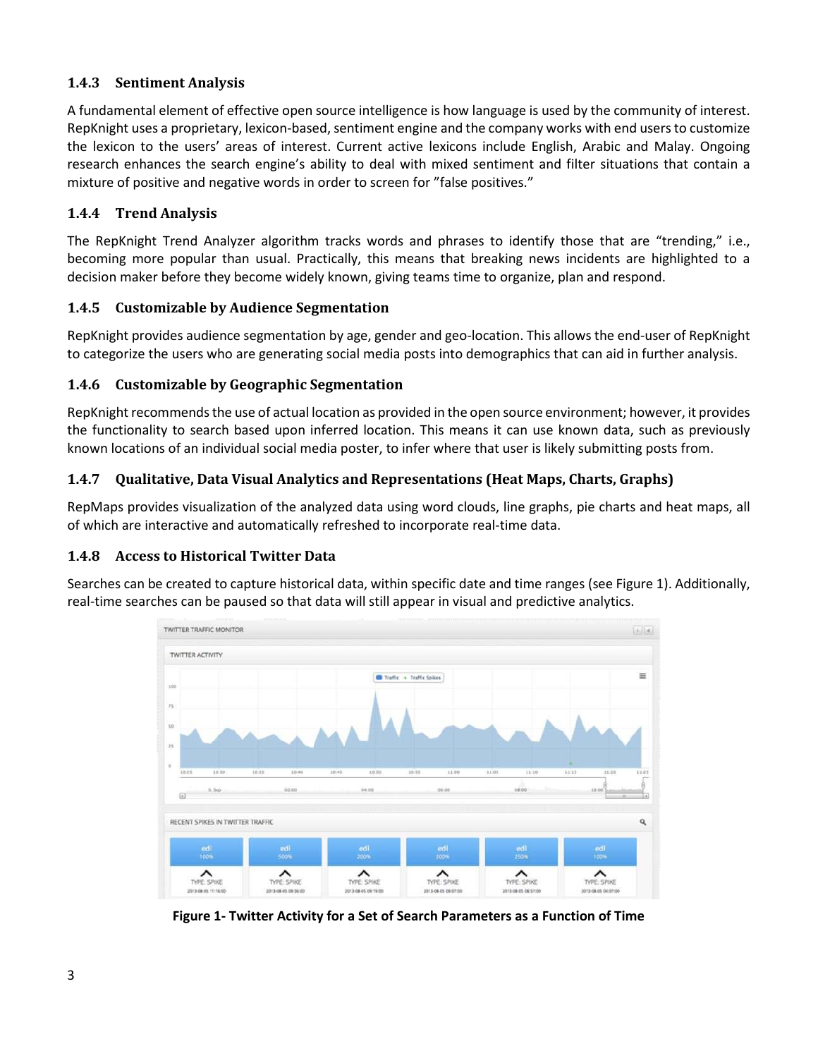### 1.4.3 Sentiment Analysis

A fundamental element of effective open source intelligence is how language is used by the community of interest. RepKnight uses a proprietary, lexicon-based, sentiment engine and the company works with end users to customize the lexicon to the users' areas of interest. Current active lexicons include English, Arabic and Malay. Ongoing research enhances the search engine's ability to deal with mixed sentiment and filter situations that contain a mixture of positive and negative words in order to screen for "false positives."

### 1.4.4 Trend Analysis

The RepKnight Trend Analyzer algorithm tracks words and phrases to identify those that are "trending," i.e., becoming more popular than usual. Practically, this means that breaking news incidents are highlighted to a decision maker before they become widely known, giving teams time to organize, plan and respond.

### 1.4.5 Customizable by Audience Segmentation

RepKnight provides audience segmentation by age, gender and geo-location. This allows the end-user of RepKnight to categorize the users who are generating social media posts into demographics that can aid in further analysis.

### 1.4.6 Customizable by Geographic Segmentation

RepKnight recommends the use of actual location as provided in the open source environment; however, it provides the functionality to search based upon inferred location. This means it can use known data, such as previously known locations of an individual social media poster, to infer where that user is likely submitting posts from.

### 1.4.7 Qualitative, Data Visual Analytics and Representations (Heat Maps, Charts, Graphs)

RepMaps provides visualization of the analyzed data using word clouds, line graphs, pie charts and heat maps, all of which are interactive and automatically refreshed to incorporate real-time data.

### 1.4.8 Access to Historical Twitter Data

Searches can be created to capture historical data, within specific date and time ranges (see Figure 1). Additionally, real-time searches can be paused so that data will still appear in visual and predictive analytics.

**Figure 1- Twitter Activity for a Set of Search Parameters as a Function of Time**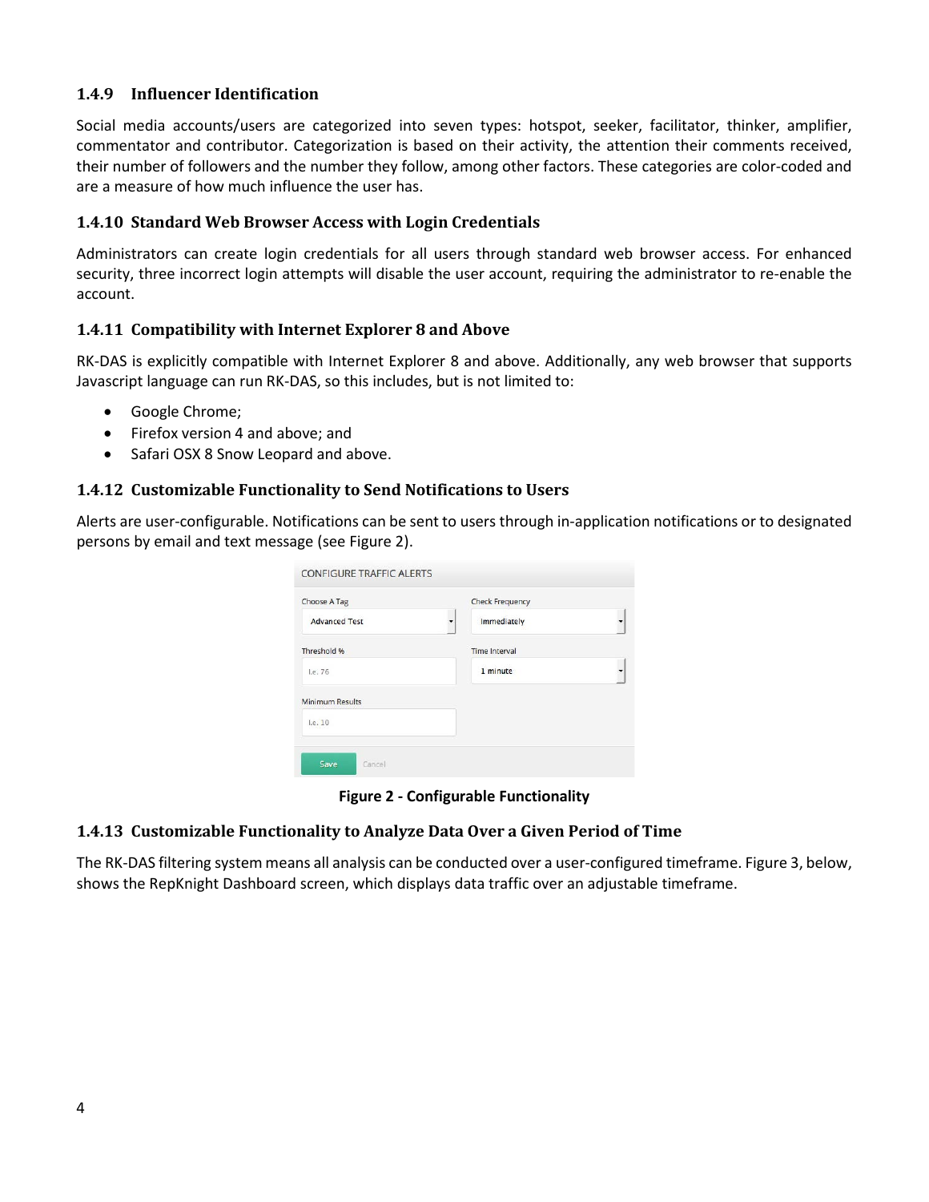### 1.4.9 Influencer Identification

Social media accounts/users are categorized into seven types: hotspot, seeker, facilitator, thinker, amplifier, commentator and contributor. Categorization is based on their activity, the attention their comments received, their number of followers and the number they follow, among other factors. These categories are color-coded and are a measure of how much influence the user has.

### 1.4.10 Standard Web Browser Access with Login Credentials

Administrators can create login credentials for all users through standard web browser access. For enhanced security, three incorrect login attempts will disable the user account, requiring the administrator to re-enable the account.

### 1.4.11 Compatibility with Internet Explorer 8 and Above

RK-DAS is explicitly compatible with Internet Explorer 8 and above. Additionally, any web browser that supports Javascript language can run RK-DAS, so this includes, but is not limited to:

- Google Chrome;
- Firefox version 4 and above; and
- Safari OSX 8 Snow Leopard and above.

### 1.4.12 Customizable Functionality to Send Notifications to Users

Alerts are user-configurable. Notifications can be sent to users through in-application notifications or to designated persons by email and text message (see Figure 2).

**Figure 2 - Configurable Functionality**

### 1.4.13 Customizable Functionality to Analyze Data Over a Given Period of Time

The RK-DAS filtering system means all analysis can be conducted over a user-configured timeframe. Figure 3, below, shows the RepKnight Dashboard screen, which displays data traffic over an adjustable timeframe.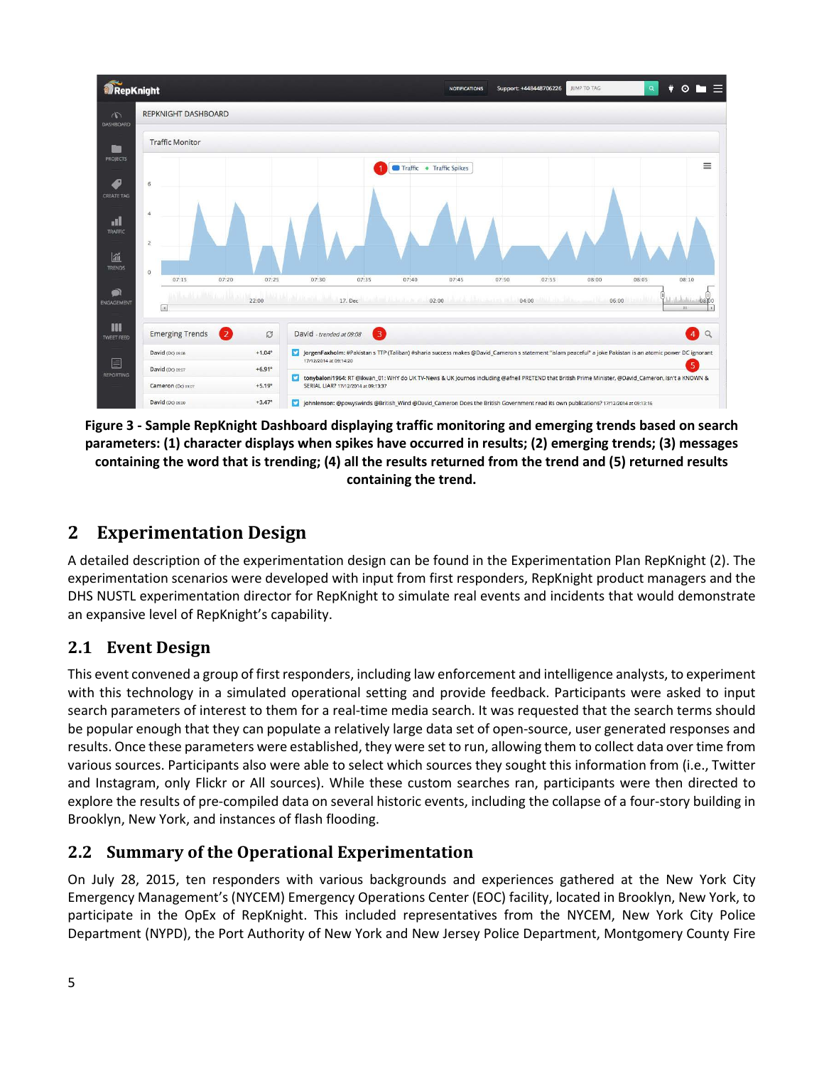**Figure 3 - Sample RepKnight Dashboard displaying traffic monitoring and emerging trends based on search parameters: (1) character displays when spikes have occurred in results; (2) emerging trends; (3) messages containing the word that is trending; (4) all the results returned from the trend and (5) returned results containing the trend.**

## 2 Experimentation Design

A detailed description of the experimentation design can be found in the Experimentation Plan RepKnight (2). The experimentation scenarios were developed with input from first responders, RepKnight product managers and the DHS NUSTL experimentation director for RepKnight to simulate real events and incidents that would demonstrate an expansive level of RepKnight's capability.

### 2.1 Event Design

This event convened a group of first responders, including law enforcement and intelligence analysts, to experiment with this technology in a simulated operational setting and provide feedback. Participants were asked to input search parameters of interest to them for a real-time media search. It was requested that the search terms should be popular enough that they can populate a relatively large data set of open-source, user generated responses and results. Once these parameters were established, they were set to run, allowing them to collect data over time from various sources. Participants also were able to select which sources they sought this information from (i.e., Twitter and Instagram, only Flickr or All sources). While these custom searches ran, participants were then directed to explore the results of pre-compiled data on several historic events, including the collapse of a four-story building in Brooklyn, New York, and instances of flash flooding.

### 2.2 Summary of the Operational Experimentation

On July 28, 2015, ten responders with various backgrounds and experiences gathered at the New York City Emergency Management's (NYCEM) Emergency Operations Center (EOC) facility, located in Brooklyn, New York, to participate in the OpEx of RepKnight. This included representatives from the NYCEM, New York City Police Department (NYPD), the Port Authority of New York and New Jersey Police Department, Montgomery County Fire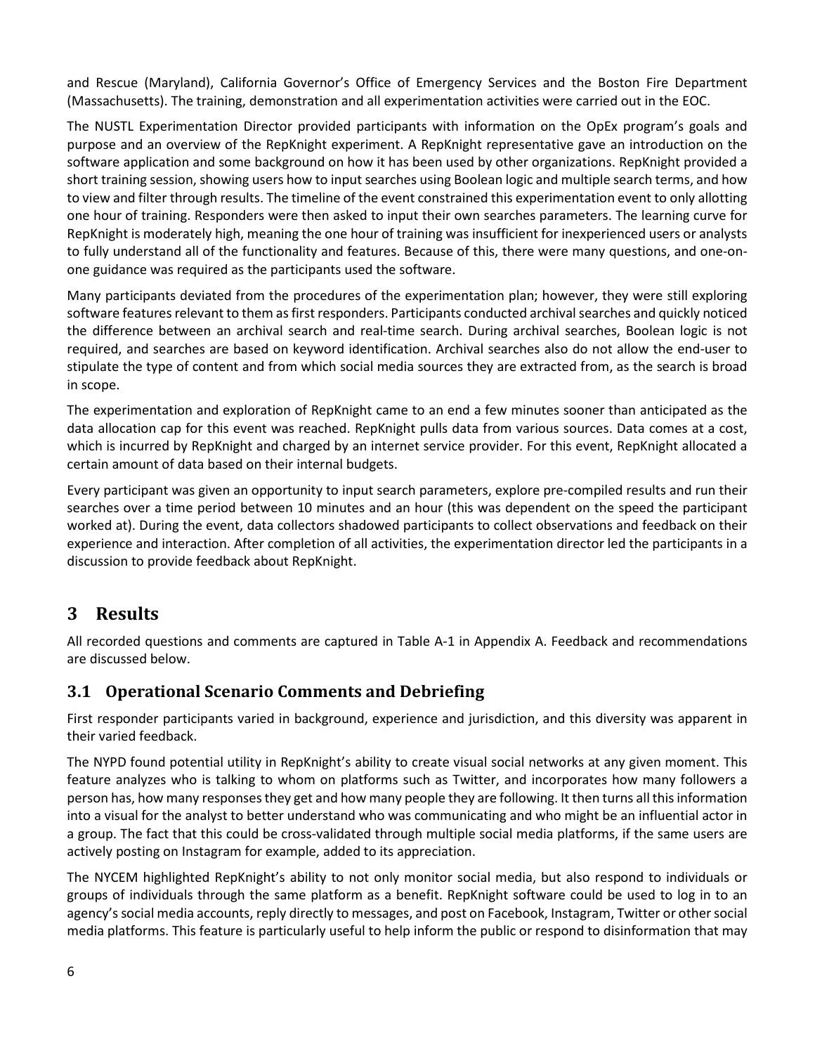and Rescue (Maryland), California Governor's Office of Emergency Services and the Boston Fire Department (Massachusetts). The training, demonstration and all experimentation activities were carried out in the EOC.

The NUSTL Experimentation Director provided participants with information on the OpEx program's goals and purpose and an overview of the RepKnight experiment. A RepKnight representative gave an introduction on the software application and some background on how it has been used by other organizations. RepKnight provided a short training session, showing users how to input searches using Boolean logic and multiple search terms, and how to view and filter through results. The timeline of the event constrained this experimentation event to only allotting one hour of training. Responders were then asked to input their own searches parameters. The learning curve for RepKnight is moderately high, meaning the one hour of training was insufficient for inexperienced users or analysts to fully understand all of the functionality and features. Because of this, there were many questions, and one-on-one guidance was required as the participants used the software.

Many participants deviated from the procedures of the experimentation plan; however, they were still exploring software features relevant to them as first responders. Participants conducted archival searches and quickly noticed the difference between an archival search and real-time search. During archival searches, Boolean logic is not required, and searches are based on keyword identification. Archival searches also do not allow the end-user to stipulate the type of content and from which social media sources they are extracted from, as the search is broad in scope.

The experimentation and exploration of RepKnight came to an end a few minutes sooner than anticipated as the data allocation cap for this event was reached. RepKnight pulls data from various sources. Data comes at a cost, which is incurred by RepKnight and charged by an internet service provider. For this event, RepKnight allocated a certain amount of data based on their internal budgets.

Every participant was given an opportunity to input search parameters, explore pre-compiled results and run their searches over a time period between 10 minutes and an hour (this was dependent on the speed the participant worked at). During the event, data collectors shadowed participants to collect observations and feedback on their experience and interaction. After completion of all activities, the experimentation director led the participants in a discussion to provide feedback about RepKnight.

# 3 Results

All recorded questions and comments are captured in Table A-1 in Appendix A. Feedback and recommendations are discussed below.

## 3.1 Operational Scenario Comments and Debriefing

First responder participants varied in background, experience and jurisdiction, and this diversity was apparent in their varied feedback.

The NYPD found potential utility in RepKnight's ability to create visual social networks at any given moment. This feature analyzes who is talking to whom on platforms such as Twitter, and incorporates how many followers a person has, how many responses they get and how many people they are following. It then turns all this information into a visual for the analyst to better understand who was communicating and who might be an influential actor in a group. The fact that this could be cross-validated through multiple social media platforms, if the same users are actively posting on Instagram for example, added to its appreciation.

The NYCEM highlighted RepKnight's ability to not only monitor social media, but also respond to individuals or groups of individuals through the same platform as a benefit. RepKnight software could be used to log in to an agency's social media accounts, reply directly to messages, and post on Facebook, Instagram, Twitter or other social media platforms. This feature is particularly useful to help inform the public or respond to disinformation that may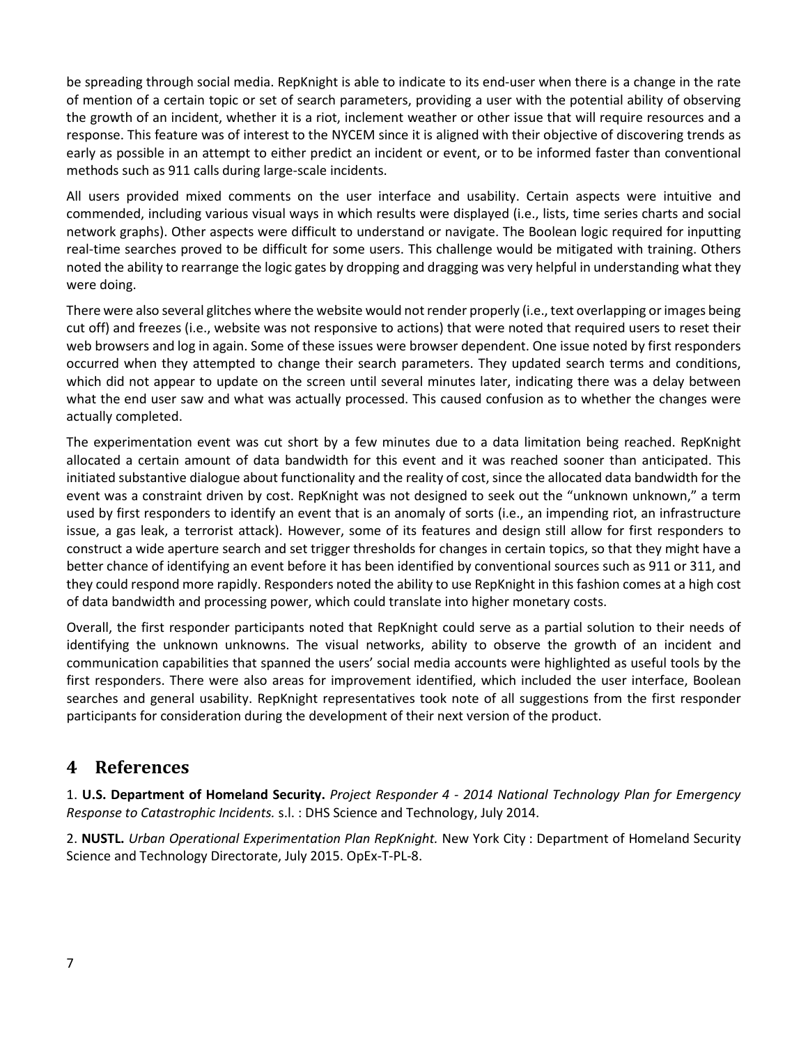be spreading through social media. RepKnight is able to indicate to its end-user when there is a change in the rate of mention of a certain topic or set of search parameters, providing a user with the potential ability of observing the growth of an incident, whether it is a riot, inclement weather or other issue that will require resources and a response. This feature was of interest to the NYCEM since it is aligned with their objective of discovering trends as early as possible in an attempt to either predict an incident or event, or to be informed faster than conventional methods such as 911 calls during large-scale incidents.

All users provided mixed comments on the user interface and usability. Certain aspects were intuitive and commended, including various visual ways in which results were displayed (i.e., lists, time series charts and social network graphs). Other aspects were difficult to understand or navigate. The Boolean logic required for inputting real-time searches proved to be difficult for some users. This challenge would be mitigated with training. Others noted the ability to rearrange the logic gates by dropping and dragging was very helpful in understanding what they were doing.

There were also several glitches where the website would not render properly (i.e., text overlapping or images being cut off) and freezes (i.e., website was not responsive to actions) that were noted that required users to reset their web browsers and log in again. Some of these issues were browser dependent. One issue noted by first responders occurred when they attempted to change their search parameters. They updated search terms and conditions, which did not appear to update on the screen until several minutes later, indicating there was a delay between what the end user saw and what was actually processed. This caused confusion as to whether the changes were actually completed.

The experimentation event was cut short by a few minutes due to a data limitation being reached. RepKnight allocated a certain amount of data bandwidth for this event and it was reached sooner than anticipated. This initiated substantive dialogue about functionality and the reality of cost, since the allocated data bandwidth for the event was a constraint driven by cost. RepKnight was not designed to seek out the "unknown unknown," a term used by first responders to identify an event that is an anomaly of sorts (i.e., an impending riot, an infrastructure issue, a gas leak, a terrorist attack). However, some of its features and design still allow for first responders to construct a wide aperture search and set trigger thresholds for changes in certain topics, so that they might have a better chance of identifying an event before it has been identified by conventional sources such as 911 or 311, and they could respond more rapidly. Responders noted the ability to use RepKnight in this fashion comes at a high cost of data bandwidth and processing power, which could translate into higher monetary costs.

Overall, the first responder participants noted that RepKnight could serve as a partial solution to their needs of identifying the unknown unknowns. The visual networks, ability to observe the growth of an incident and communication capabilities that spanned the users' social media accounts were highlighted as useful tools by the first responders. There were also areas for improvement identified, which included the user interface, Boolean searches and general usability. RepKnight representatives took note of all suggestions from the first responder participants for consideration during the development of their next version of the product.

# 4 References

1. **U.S. Department of Homeland Security.** *Project Responder 4 - 2014 National Technology Plan for Emergency Response to Catastrophic Incidents.* s.l. : DHS Science and Technology, July 2014.

2. **NUSTL.** *Urban Operational Experimentation Plan RepKnight.* New York City : Department of Homeland Security Science and Technology Directorate, July 2015. OpEx-T-PL-8.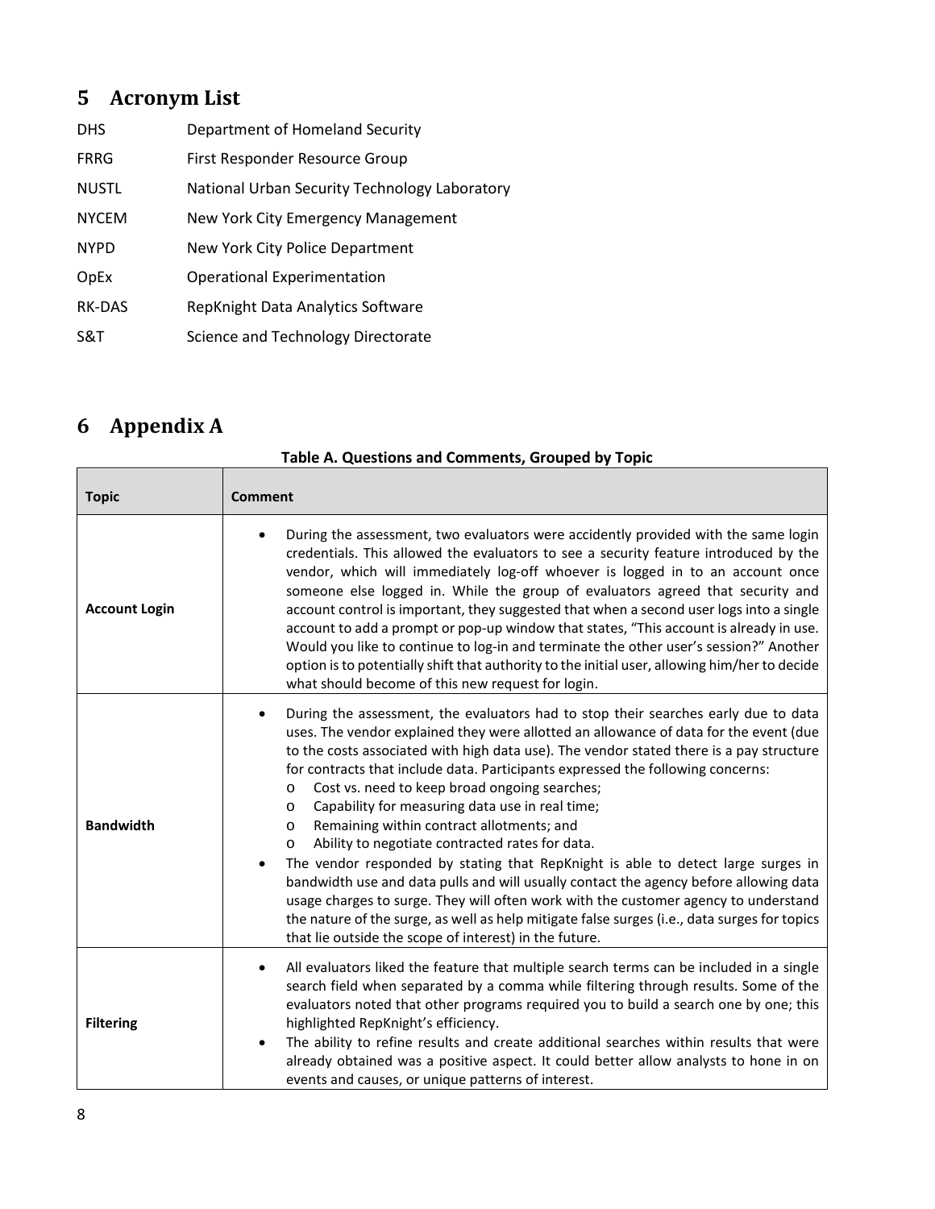## 5 Acronym List

| | |
|---|---|
| DHS | Department of Homeland Security |
| FRRG | First Responder Resource Group |
| NUSTL | National Urban Security Technology Laboratory |
| NYCEM | New York City Emergency Management |
| NYPD | New York City Police Department |
| OpEx | Operational Experimentation |
| RK-DAS | RepKnight Data Analytics Software |
| S&T | Science and Technology Directorate |

## 6 Appendix A

**Table A. Questions and Comments, Grouped by Topic**

| Topic | Comment |
|---|---|
| **Account Login** | • During the assessment, two evaluators were accidently provided with the same login credentials. This allowed the evaluators to see a security feature introduced by the vendor, which will immediately log-off whoever is logged in to an account once someone else logged in. While the group of evaluators agreed that security and account control is important, they suggested that when a second user logs into a single account to add a prompt or pop-up window that states, "This account is already in use. Would you like to continue to log-in and terminate the other user's session?" Another option is to potentially shift that authority to the initial user, allowing him/her to decide what should become of this new request for login. |
| **Bandwidth** | • During the assessment, the evaluators had to stop their searches early due to data uses. The vendor explained they were allotted an allowance of data for the event (due to the costs associated with high data use). The vendor stated there is a pay structure for contracts that include data. Participants expressed the following concerns:<br>o Cost vs. need to keep broad ongoing searches;<br>o Capability for measuring data use in real time;<br>o Remaining within contract allotments; and<br>o Ability to negotiate contracted rates for data.<br>• The vendor responded by stating that RepKnight is able to detect large surges in bandwidth use and data pulls and will usually contact the agency before allowing data usage charges to surge. They will often work with the customer agency to understand the nature of the surge, as well as help mitigate false surges (i.e., data surges for topics that lie outside the scope of interest) in the future. |
| **Filtering** | • All evaluators liked the feature that multiple search terms can be included in a single search field when separated by a comma while filtering through results. Some of the evaluators noted that other programs required you to build a search one by one; this highlighted RepKnight's efficiency.<br>• The ability to refine results and create additional searches within results that were already obtained was a positive aspect. It could better allow analysts to hone in on events and causes, or unique patterns of interest. |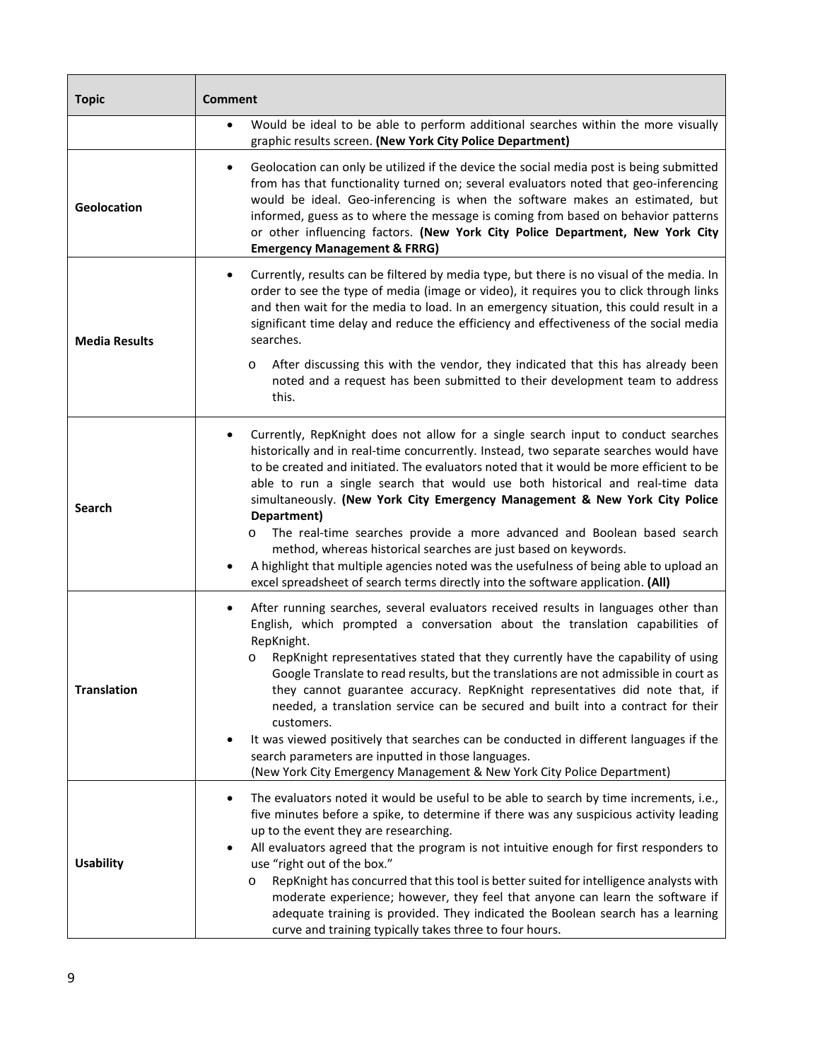| Topic | Comment |
|---|---|
| | • Would be ideal to be able to perform additional searches within the more visually graphic results screen. **(New York City Police Department)** |
| **Geolocation** | • Geolocation can only be utilized if the device the social media post is being submitted from has that functionality turned on; several evaluators noted that geo-inferencing would be ideal. Geo-inferencing is when the software makes an estimated, but informed, guess as to where the message is coming from based on behavior patterns or other influencing factors. **(New York City Police Department, New York City Emergency Management & FRRG)** |
| **Media Results** | • Currently, results can be filtered by media type, but there is no visual of the media. In order to see the type of media (image or video), it requires you to click through links and then wait for the media to load. In an emergency situation, this could result in a significant time delay and reduce the efficiency and effectiveness of the social media searches.<br>o After discussing this with the vendor, they indicated that this has already been noted and a request has been submitted to their development team to address this. |
| **Search** | • Currently, RepKnight does not allow for a single search input to conduct searches historically and in real-time concurrently. Instead, two separate searches would have to be created and initiated. The evaluators noted that it would be more efficient to be able to run a single search that would use both historical and real-time data simultaneously. **(New York City Emergency Management & New York City Police Department)**<br>o The real-time searches provide a more advanced and Boolean based search method, whereas historical searches are just based on keywords.<br>• A highlight that multiple agencies noted was the usefulness of being able to upload an excel spreadsheet of search terms directly into the software application. **(All)** |
| **Translation** | • After running searches, several evaluators received results in languages other than English, which prompted a conversation about the translation capabilities of RepKnight.<br>o RepKnight representatives stated that they currently have the capability of using Google Translate to read results, but the translations are not admissible in court as they cannot guarantee accuracy. RepKnight representatives did note that, if needed, a translation service can be secured and built into a contract for their customers.<br>• It was viewed positively that searches can be conducted in different languages if the search parameters are inputted in those languages.<br>(New York City Emergency Management & New York City Police Department) |
| **Usability** | • The evaluators noted it would be useful to be able to search by time increments, i.e., five minutes before a spike, to determine if there was any suspicious activity leading up to the event they are researching.<br>• All evaluators agreed that the program is not intuitive enough for first responders to use "right out of the box."<br>o RepKnight has concurred that this tool is better suited for intelligence analysts with moderate experience; however, they feel that anyone can learn the software if adequate training is provided. They indicated the Boolean search has a learning curve and training typically takes three to four hours. |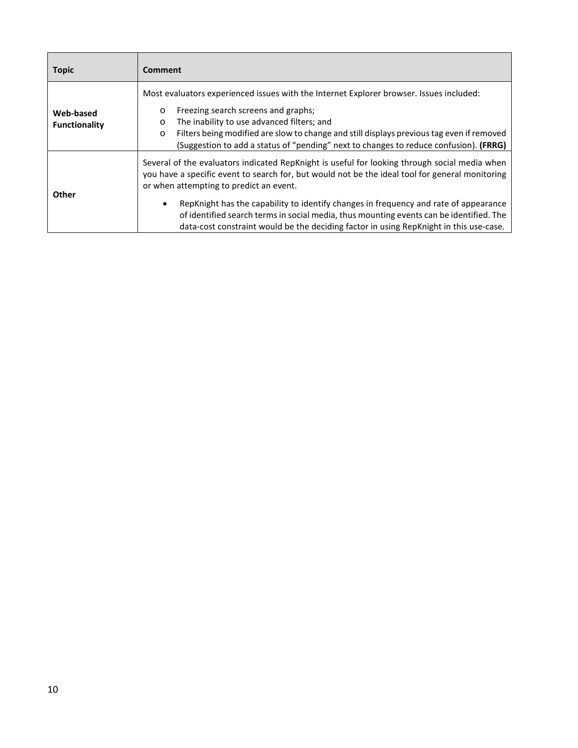| Topic | Comment |
| --- | --- |
| **Web-based Functionality** | Most evaluators experienced issues with the Internet Explorer browser. Issues included:<br>o Freezing search screens and graphs;<br>o The inability to use advanced filters; and<br>o Filters being modified are slow to change and still displays previous tag even if removed (Suggestion to add a status of "pending" next to changes to reduce confusion). **(FRRG)** |
| **Other** | Several of the evaluators indicated RepKnight is useful for looking through social media when you have a specific event to search for, but would not be the ideal tool for general monitoring or when attempting to predict an event.<br>• RepKnight has the capability to identify changes in frequency and rate of appearance of identified search terms in social media, thus mounting events can be identified. The data-cost constraint would be the deciding factor in using RepKnight in this use-case. |